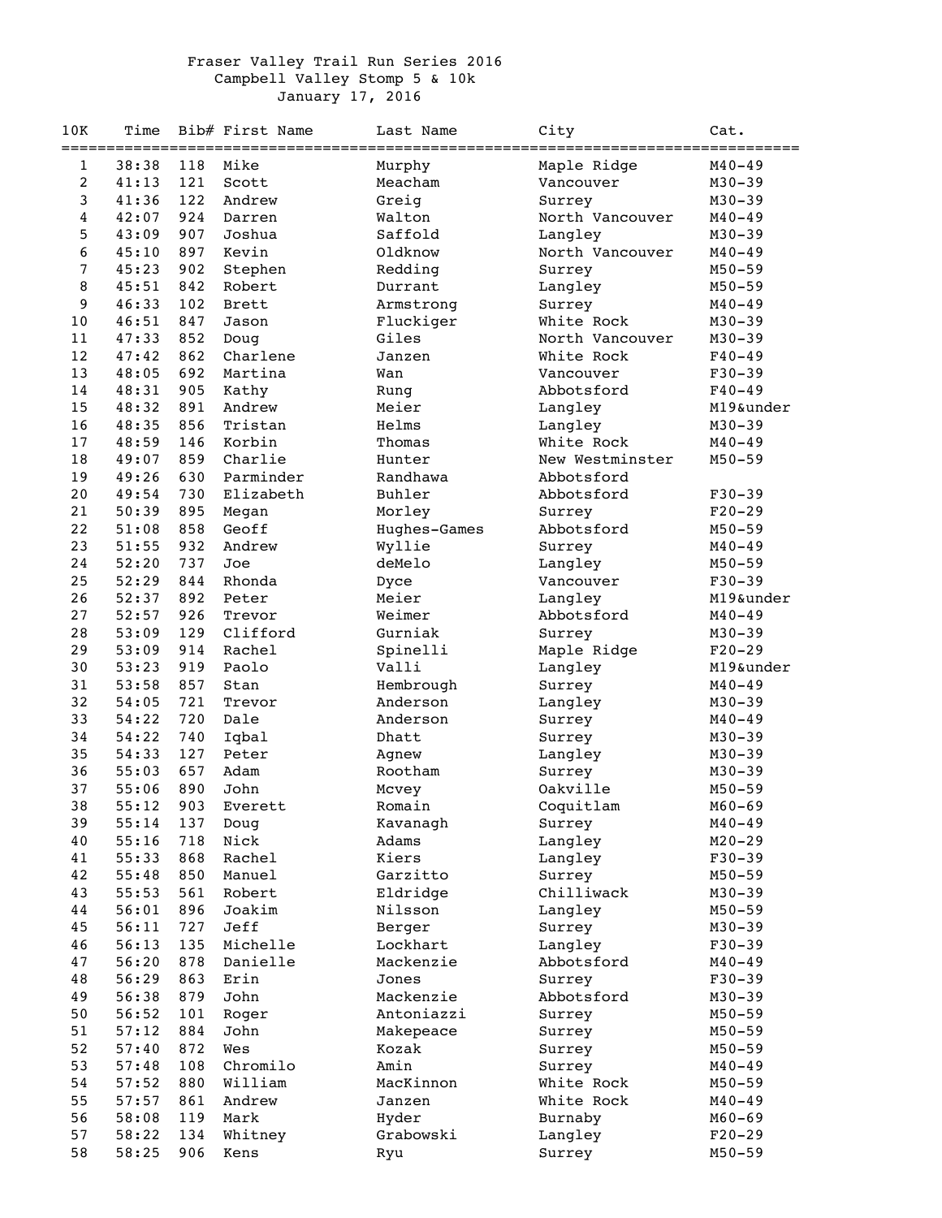# Fraser Valley Trail Run Series 2016

## Campbell Valley Stomp 5 & 10k

### January 17, 2016

| 10K | Time | Bib# | First Name | Last Name | City | Cat. |
|---|---|---|---|---|---|---|
| 1 | 38:38 | 118 | Mike | Murphy | Maple Ridge | M40-49 |
| 2 | 41:13 | 121 | Scott | Meacham | Vancouver | M30-39 |
| 3 | 41:36 | 122 | Andrew | Greig | Surrey | M30-39 |
| 4 | 42:07 | 924 | Darren | Walton | North Vancouver | M40-49 |
| 5 | 43:09 | 907 | Joshua | Saffold | Langley | M30-39 |
| 6 | 45:10 | 897 | Kevin | Oldknow | North Vancouver | M40-49 |
| 7 | 45:23 | 902 | Stephen | Redding | Surrey | M50-59 |
| 8 | 45:51 | 842 | Robert | Durrant | Langley | M50-59 |
| 9 | 46:33 | 102 | Brett | Armstrong | Surrey | M40-49 |
| 10 | 46:51 | 847 | Jason | Fluckiger | White Rock | M30-39 |
| 11 | 47:33 | 852 | Doug | Giles | North Vancouver | M30-39 |
| 12 | 47:42 | 862 | Charlene | Janzen | White Rock | F40-49 |
| 13 | 48:05 | 692 | Martina | Wan | Vancouver | F30-39 |
| 14 | 48:31 | 905 | Kathy | Rung | Abbotsford | F40-49 |
| 15 | 48:32 | 891 | Andrew | Meier | Langley | M19&under |
| 16 | 48:35 | 856 | Tristan | Helms | Langley | M30-39 |
| 17 | 48:59 | 146 | Korbin | Thomas | White Rock | M40-49 |
| 18 | 49:07 | 859 | Charlie | Hunter | New Westminster | M50-59 |
| 19 | 49:26 | 630 | Parminder | Randhawa | Abbotsford | |
| 20 | 49:54 | 730 | Elizabeth | Buhler | Abbotsford | F30-39 |
| 21 | 50:39 | 895 | Megan | Morley | Surrey | F20-29 |
| 22 | 51:08 | 858 | Geoff | Hughes-Games | Abbotsford | M50-59 |
| 23 | 51:55 | 932 | Andrew | Wyllie | Surrey | M40-49 |
| 24 | 52:20 | 737 | Joe | deMelo | Langley | M50-59 |
| 25 | 52:29 | 844 | Rhonda | Dyce | Vancouver | F30-39 |
| 26 | 52:37 | 892 | Peter | Meier | Langley | M19&under |
| 27 | 52:57 | 926 | Trevor | Weimer | Abbotsford | M40-49 |
| 28 | 53:09 | 129 | Clifford | Gurniak | Surrey | M30-39 |
| 29 | 53:09 | 914 | Rachel | Spinelli | Maple Ridge | F20-29 |
| 30 | 53:23 | 919 | Paolo | Valli | Langley | M19&under |
| 31 | 53:58 | 857 | Stan | Hembrough | Surrey | M40-49 |
| 32 | 54:05 | 721 | Trevor | Anderson | Langley | M30-39 |
| 33 | 54:22 | 720 | Dale | Anderson | Surrey | M40-49 |
| 34 | 54:22 | 740 | Iqbal | Dhatt | Surrey | M30-39 |
| 35 | 54:33 | 127 | Peter | Agnew | Langley | M30-39 |
| 36 | 55:03 | 657 | Adam | Rootham | Surrey | M30-39 |
| 37 | 55:06 | 890 | John | Mcvey | Oakville | M50-59 |
| 38 | 55:12 | 903 | Everett | Romain | Coquitlam | M60-69 |
| 39 | 55:14 | 137 | Doug | Kavanagh | Surrey | M40-49 |
| 40 | 55:16 | 718 | Nick | Adams | Langley | M20-29 |
| 41 | 55:33 | 868 | Rachel | Kiers | Langley | F30-39 |
| 42 | 55:48 | 850 | Manuel | Garzitto | Surrey | M50-59 |
| 43 | 55:53 | 561 | Robert | Eldridge | Chilliwack | M30-39 |
| 44 | 56:01 | 896 | Joakim | Nilsson | Langley | M50-59 |
| 45 | 56:11 | 727 | Jeff | Berger | Surrey | M30-39 |
| 46 | 56:13 | 135 | Michelle | Lockhart | Langley | F30-39 |
| 47 | 56:20 | 878 | Danielle | Mackenzie | Abbotsford | M40-49 |
| 48 | 56:29 | 863 | Erin | Jones | Surrey | F30-39 |
| 49 | 56:38 | 879 | John | Mackenzie | Abbotsford | M30-39 |
| 50 | 56:52 | 101 | Roger | Antoniazzi | Surrey | M50-59 |
| 51 | 57:12 | 884 | John | Makepeace | Surrey | M50-59 |
| 52 | 57:40 | 872 | Wes | Kozak | Surrey | M50-59 |
| 53 | 57:48 | 108 | Chromilo | Amin | Surrey | M40-49 |
| 54 | 57:52 | 880 | William | MacKinnon | White Rock | M50-59 |
| 55 | 57:57 | 861 | Andrew | Janzen | White Rock | M40-49 |
| 56 | 58:08 | 119 | Mark | Hyder | Burnaby | M60-69 |
| 57 | 58:22 | 134 | Whitney | Grabowski | Langley | F20-29 |
| 58 | 58:25 | 906 | Kens | Ryu | Surrey | M50-59 |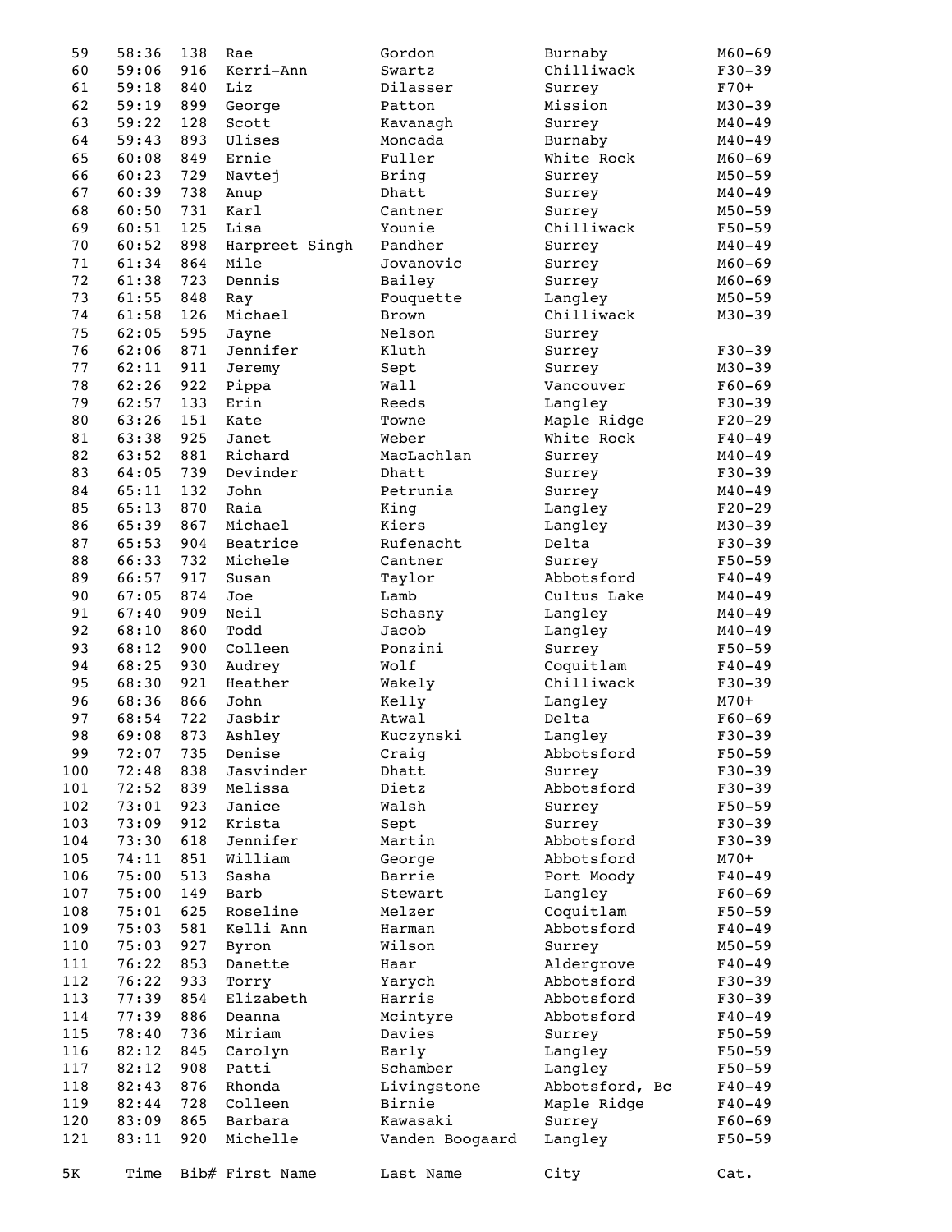| 5K | Time | Bib# | First Name | Last Name | City | Cat. |
|---|---|---|---|---|---|---|
| 59 | 58:36 | 138 | Rae | Gordon | Burnaby | M60-69 |
| 60 | 59:06 | 916 | Kerri-Ann | Swartz | Chilliwack | F30-39 |
| 61 | 59:18 | 840 | Liz | Dilasser | Surrey | F70+ |
| 62 | 59:19 | 899 | George | Patton | Mission | M30-39 |
| 63 | 59:22 | 128 | Scott | Kavanagh | Surrey | M40-49 |
| 64 | 59:43 | 893 | Ulises | Moncada | Burnaby | M40-49 |
| 65 | 60:08 | 849 | Ernie | Fuller | White Rock | M60-69 |
| 66 | 60:23 | 729 | Navtej | Bring | Surrey | M50-59 |
| 67 | 60:39 | 738 | Anup | Dhatt | Surrey | M40-49 |
| 68 | 60:50 | 731 | Karl | Cantner | Surrey | M50-59 |
| 69 | 60:51 | 125 | Lisa | Younie | Chilliwack | F50-59 |
| 70 | 60:52 | 898 | Harpreet Singh | Pandher | Surrey | M40-49 |
| 71 | 61:34 | 864 | Mile | Jovanovic | Surrey | M60-69 |
| 72 | 61:38 | 723 | Dennis | Bailey | Surrey | M60-69 |
| 73 | 61:55 | 848 | Ray | Fouquette | Langley | M50-59 |
| 74 | 61:58 | 126 | Michael | Brown | Chilliwack | M30-39 |
| 75 | 62:05 | 595 | Jayne | Nelson | Surrey | |
| 76 | 62:06 | 871 | Jennifer | Kluth | Surrey | F30-39 |
| 77 | 62:11 | 911 | Jeremy | Sept | Surrey | M30-39 |
| 78 | 62:26 | 922 | Pippa | Wall | Vancouver | F60-69 |
| 79 | 62:57 | 133 | Erin | Reeds | Langley | F30-39 |
| 80 | 63:26 | 151 | Kate | Towne | Maple Ridge | F20-29 |
| 81 | 63:38 | 925 | Janet | Weber | White Rock | F40-49 |
| 82 | 63:52 | 881 | Richard | MacLachlan | Surrey | M40-49 |
| 83 | 64:05 | 739 | Devinder | Dhatt | Surrey | F30-39 |
| 84 | 65:11 | 132 | John | Petrunia | Surrey | M40-49 |
| 85 | 65:13 | 870 | Raia | King | Langley | F20-29 |
| 86 | 65:39 | 867 | Michael | Kiers | Langley | M30-39 |
| 87 | 65:53 | 904 | Beatrice | Rufenacht | Delta | F30-39 |
| 88 | 66:33 | 732 | Michele | Cantner | Surrey | F50-59 |
| 89 | 66:57 | 917 | Susan | Taylor | Abbotsford | F40-49 |
| 90 | 67:05 | 874 | Joe | Lamb | Cultus Lake | M40-49 |
| 91 | 67:40 | 909 | Neil | Schasny | Langley | M40-49 |
| 92 | 68:10 | 860 | Todd | Jacob | Langley | M40-49 |
| 93 | 68:12 | 900 | Colleen | Ponzini | Surrey | F50-59 |
| 94 | 68:25 | 930 | Audrey | Wolf | Coquitlam | F40-49 |
| 95 | 68:30 | 921 | Heather | Wakely | Chilliwack | F30-39 |
| 96 | 68:36 | 866 | John | Kelly | Langley | M70+ |
| 97 | 68:54 | 722 | Jasbir | Atwal | Delta | F60-69 |
| 98 | 69:08 | 873 | Ashley | Kuczynski | Langley | F30-39 |
| 99 | 72:07 | 735 | Denise | Craig | Abbotsford | F50-59 |
| 100 | 72:48 | 838 | Jasvinder | Dhatt | Surrey | F30-39 |
| 101 | 72:52 | 839 | Melissa | Dietz | Abbotsford | F30-39 |
| 102 | 73:01 | 923 | Janice | Walsh | Surrey | F50-59 |
| 103 | 73:09 | 912 | Krista | Sept | Surrey | F30-39 |
| 104 | 73:30 | 618 | Jennifer | Martin | Abbotsford | F30-39 |
| 105 | 74:11 | 851 | William | George | Abbotsford | M70+ |
| 106 | 75:00 | 513 | Sasha | Barrie | Port Moody | F40-49 |
| 107 | 75:00 | 149 | Barb | Stewart | Langley | F60-69 |
| 108 | 75:01 | 625 | Roseline | Melzer | Coquitlam | F50-59 |
| 109 | 75:03 | 581 | Kelli Ann | Harman | Abbotsford | F40-49 |
| 110 | 75:03 | 927 | Byron | Wilson | Surrey | M50-59 |
| 111 | 76:22 | 853 | Danette | Haar | Aldergrove | F40-49 |
| 112 | 76:22 | 933 | Torry | Yarych | Abbotsford | F30-39 |
| 113 | 77:39 | 854 | Elizabeth | Harris | Abbotsford | F30-39 |
| 114 | 77:39 | 886 | Deanna | Mcintyre | Abbotsford | F40-49 |
| 115 | 78:40 | 736 | Miriam | Davies | Surrey | F50-59 |
| 116 | 82:12 | 845 | Carolyn | Early | Langley | F50-59 |
| 117 | 82:12 | 908 | Patti | Schamber | Langley | F50-59 |
| 118 | 82:43 | 876 | Rhonda | Livingstone | Abbotsford, Bc | F40-49 |
| 119 | 82:44 | 728 | Colleen | Birnie | Maple Ridge | F40-49 |
| 120 | 83:09 | 865 | Barbara | Kawasaki | Surrey | F60-69 |
| 121 | 83:11 | 920 | Michelle | Vanden Boogaard | Langley | F50-59 |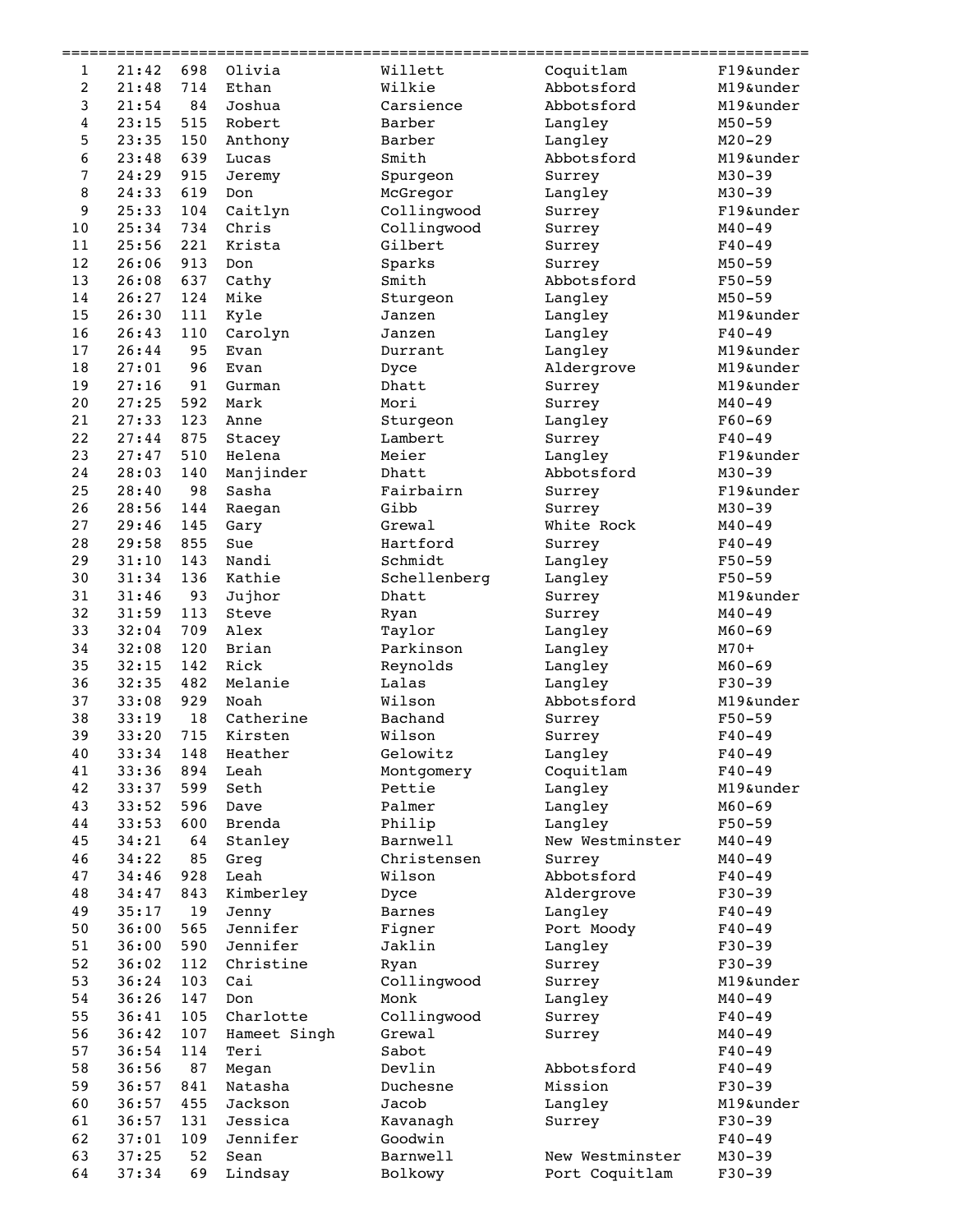| | | | | | | |
|---|---|---|---|---|---|---|
| 1 | 21:42 | 698 | Olivia | Willett | Coquitlam | F19&under |
| 2 | 21:48 | 714 | Ethan | Wilkie | Abbotsford | M19&under |
| 3 | 21:54 | 84 | Joshua | Carsience | Abbotsford | M19&under |
| 4 | 23:15 | 515 | Robert | Barber | Langley | M50-59 |
| 5 | 23:35 | 150 | Anthony | Barber | Langley | M20-29 |
| 6 | 23:48 | 639 | Lucas | Smith | Abbotsford | M19&under |
| 7 | 24:29 | 915 | Jeremy | Spurgeon | Surrey | M30-39 |
| 8 | 24:33 | 619 | Don | McGregor | Langley | M30-39 |
| 9 | 25:33 | 104 | Caitlyn | Collingwood | Surrey | F19&under |
| 10 | 25:34 | 734 | Chris | Collingwood | Surrey | M40-49 |
| 11 | 25:56 | 221 | Krista | Gilbert | Surrey | F40-49 |
| 12 | 26:06 | 913 | Don | Sparks | Surrey | M50-59 |
| 13 | 26:08 | 637 | Cathy | Smith | Abbotsford | F50-59 |
| 14 | 26:27 | 124 | Mike | Sturgeon | Langley | M50-59 |
| 15 | 26:30 | 111 | Kyle | Janzen | Langley | M19&under |
| 16 | 26:43 | 110 | Carolyn | Janzen | Langley | F40-49 |
| 17 | 26:44 | 95 | Evan | Durrant | Langley | M19&under |
| 18 | 27:01 | 96 | Evan | Dyce | Aldergrove | M19&under |
| 19 | 27:16 | 91 | Gurman | Dhatt | Surrey | M19&under |
| 20 | 27:25 | 592 | Mark | Mori | Surrey | M40-49 |
| 21 | 27:33 | 123 | Anne | Sturgeon | Langley | F60-69 |
| 22 | 27:44 | 875 | Stacey | Lambert | Surrey | F40-49 |
| 23 | 27:47 | 510 | Helena | Meier | Langley | F19&under |
| 24 | 28:03 | 140 | Manjinder | Dhatt | Abbotsford | M30-39 |
| 25 | 28:40 | 98 | Sasha | Fairbairn | Surrey | F19&under |
| 26 | 28:56 | 144 | Raegan | Gibb | Surrey | M30-39 |
| 27 | 29:46 | 145 | Gary | Grewal | White Rock | M40-49 |
| 28 | 29:58 | 855 | Sue | Hartford | Surrey | F40-49 |
| 29 | 31:10 | 143 | Nandi | Schmidt | Langley | F50-59 |
| 30 | 31:34 | 136 | Kathie | Schellenberg | Langley | F50-59 |
| 31 | 31:46 | 93 | Jujhor | Dhatt | Surrey | M19&under |
| 32 | 31:59 | 113 | Steve | Ryan | Surrey | M40-49 |
| 33 | 32:04 | 709 | Alex | Taylor | Langley | M60-69 |
| 34 | 32:08 | 120 | Brian | Parkinson | Langley | M70+ |
| 35 | 32:15 | 142 | Rick | Reynolds | Langley | M60-69 |
| 36 | 32:35 | 482 | Melanie | Lalas | Langley | F30-39 |
| 37 | 33:08 | 929 | Noah | Wilson | Abbotsford | M19&under |
| 38 | 33:19 | 18 | Catherine | Bachand | Surrey | F50-59 |
| 39 | 33:20 | 715 | Kirsten | Wilson | Surrey | F40-49 |
| 40 | 33:34 | 148 | Heather | Gelowitz | Langley | F40-49 |
| 41 | 33:36 | 894 | Leah | Montgomery | Coquitlam | F40-49 |
| 42 | 33:37 | 599 | Seth | Pettie | Langley | M19&under |
| 43 | 33:52 | 596 | Dave | Palmer | Langley | M60-69 |
| 44 | 33:53 | 600 | Brenda | Philip | Langley | F50-59 |
| 45 | 34:21 | 64 | Stanley | Barnwell | New Westminster | M40-49 |
| 46 | 34:22 | 85 | Greg | Christensen | Surrey | M40-49 |
| 47 | 34:46 | 928 | Leah | Wilson | Abbotsford | F40-49 |
| 48 | 34:47 | 843 | Kimberley | Dyce | Aldergrove | F30-39 |
| 49 | 35:17 | 19 | Jenny | Barnes | Langley | F40-49 |
| 50 | 36:00 | 565 | Jennifer | Figner | Port Moody | F40-49 |
| 51 | 36:00 | 590 | Jennifer | Jaklin | Langley | F30-39 |
| 52 | 36:02 | 112 | Christine | Ryan | Surrey | F30-39 |
| 53 | 36:24 | 103 | Cai | Collingwood | Surrey | M19&under |
| 54 | 36:26 | 147 | Don | Monk | Langley | M40-49 |
| 55 | 36:41 | 105 | Charlotte | Collingwood | Surrey | F40-49 |
| 56 | 36:42 | 107 | Hameet Singh | Grewal | Surrey | M40-49 |
| 57 | 36:54 | 114 | Teri | Sabot | | F40-49 |
| 58 | 36:56 | 87 | Megan | Devlin | Abbotsford | F40-49 |
| 59 | 36:57 | 841 | Natasha | Duchesne | Mission | F30-39 |
| 60 | 36:57 | 455 | Jackson | Jacob | Langley | M19&under |
| 61 | 36:57 | 131 | Jessica | Kavanagh | Surrey | F30-39 |
| 62 | 37:01 | 109 | Jennifer | Goodwin | | F40-49 |
| 63 | 37:25 | 52 | Sean | Barnwell | New Westminster | M30-39 |
| 64 | 37:34 | 69 | Lindsay | Bolkowy | Port Coquitlam | F30-39 |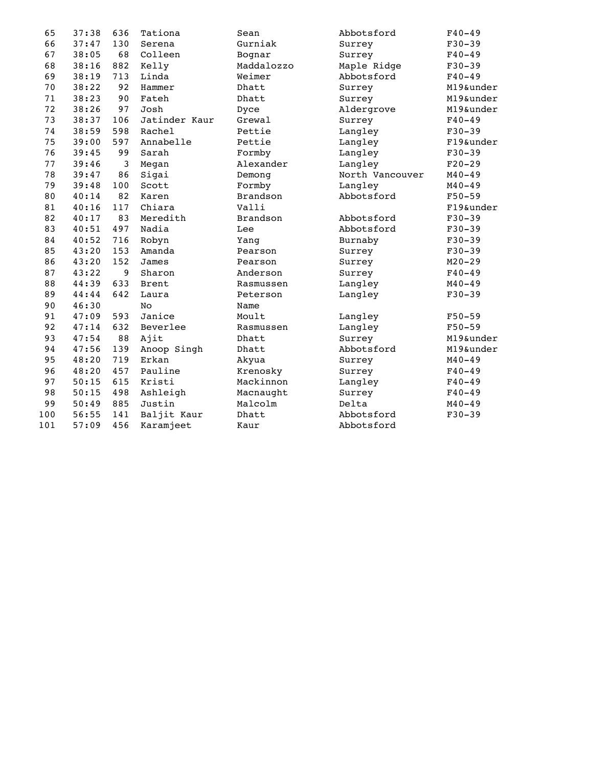| | | | | | | |
|---|---|---|---|---|---|---|
| 65 | 37:38 | 636 | Tationa | Sean | Abbotsford | F40-49 |
| 66 | 37:47 | 130 | Serena | Gurniak | Surrey | F30-39 |
| 67 | 38:05 | 68 | Colleen | Bognar | Surrey | F40-49 |
| 68 | 38:16 | 882 | Kelly | Maddalozzo | Maple Ridge | F30-39 |
| 69 | 38:19 | 713 | Linda | Weimer | Abbotsford | F40-49 |
| 70 | 38:22 | 92 | Hammer | Dhatt | Surrey | M19&under |
| 71 | 38:23 | 90 | Fateh | Dhatt | Surrey | M19&under |
| 72 | 38:26 | 97 | Josh | Dyce | Aldergrove | M19&under |
| 73 | 38:37 | 106 | Jatinder Kaur | Grewal | Surrey | F40-49 |
| 74 | 38:59 | 598 | Rachel | Pettie | Langley | F30-39 |
| 75 | 39:00 | 597 | Annabelle | Pettie | Langley | F19&under |
| 76 | 39:45 | 99 | Sarah | Formby | Langley | F30-39 |
| 77 | 39:46 | 3 | Megan | Alexander | Langley | F20-29 |
| 78 | 39:47 | 86 | Sigai | Demong | North Vancouver | M40-49 |
| 79 | 39:48 | 100 | Scott | Formby | Langley | M40-49 |
| 80 | 40:14 | 82 | Karen | Brandson | Abbotsford | F50-59 |
| 81 | 40:16 | 117 | Chiara | Valli | | F19&under |
| 82 | 40:17 | 83 | Meredith | Brandson | Abbotsford | F30-39 |
| 83 | 40:51 | 497 | Nadia | Lee | Abbotsford | F30-39 |
| 84 | 40:52 | 716 | Robyn | Yang | Burnaby | F30-39 |
| 85 | 43:20 | 153 | Amanda | Pearson | Surrey | F30-39 |
| 86 | 43:20 | 152 | James | Pearson | Surrey | M20-29 |
| 87 | 43:22 | 9 | Sharon | Anderson | Surrey | F40-49 |
| 88 | 44:39 | 633 | Brent | Rasmussen | Langley | M40-49 |
| 89 | 44:44 | 642 | Laura | Peterson | Langley | F30-39 |
| 90 | 46:30 | | No | Name | | |
| 91 | 47:09 | 593 | Janice | Moult | Langley | F50-59 |
| 92 | 47:14 | 632 | Beverlee | Rasmussen | Langley | F50-59 |
| 93 | 47:54 | 88 | Ajit | Dhatt | Surrey | M19&under |
| 94 | 47:56 | 139 | Anoop Singh | Dhatt | Abbotsford | M19&under |
| 95 | 48:20 | 719 | Erkan | Akyua | Surrey | M40-49 |
| 96 | 48:20 | 457 | Pauline | Krenosky | Surrey | F40-49 |
| 97 | 50:15 | 615 | Kristi | Mackinnon | Langley | F40-49 |
| 98 | 50:15 | 498 | Ashleigh | Macnaught | Surrey | F40-49 |
| 99 | 50:49 | 885 | Justin | Malcolm | Delta | M40-49 |
| 100 | 56:55 | 141 | Baljit Kaur | Dhatt | Abbotsford | F30-39 |
| 101 | 57:09 | 456 | Karamjeet | Kaur | Abbotsford | |